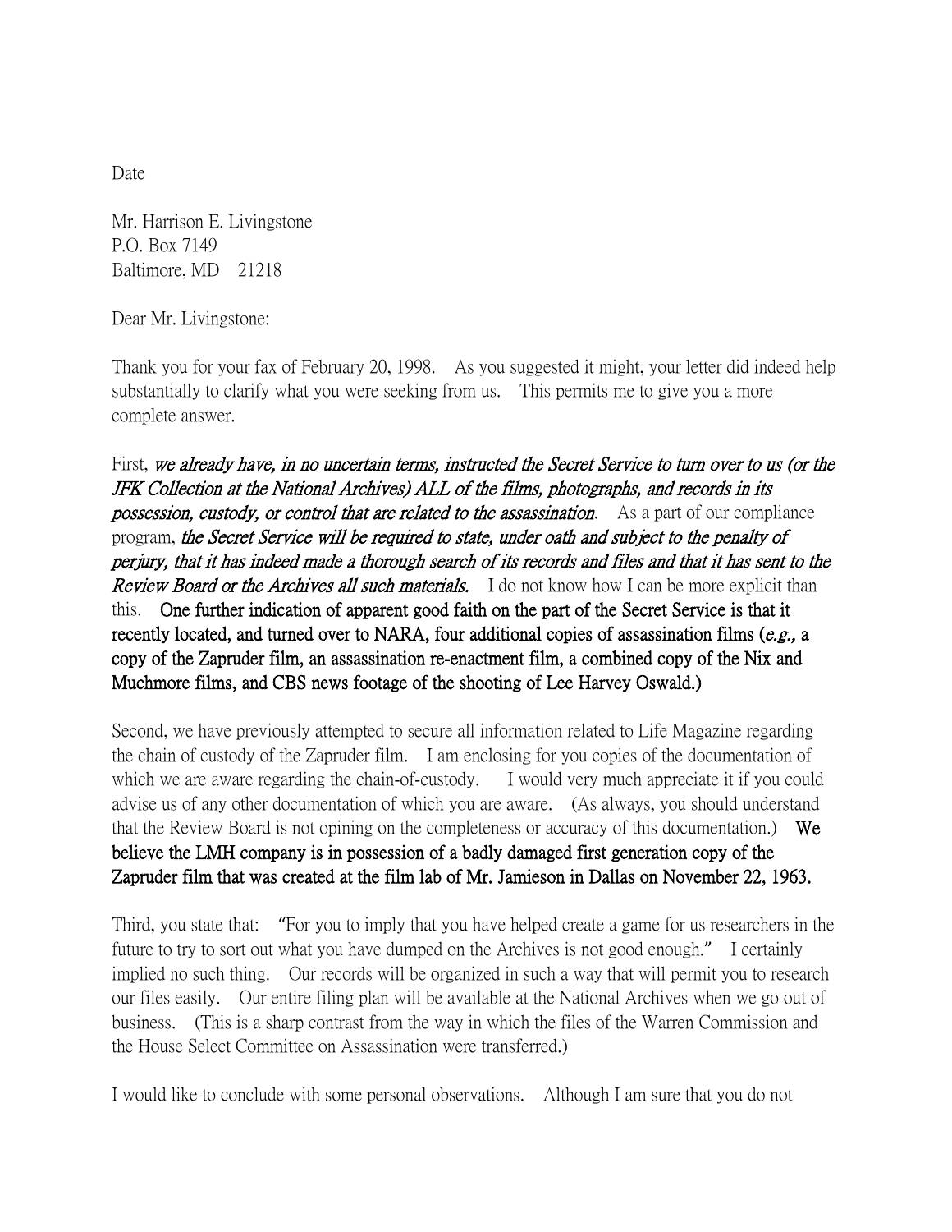Date

Mr. Harrison E. Livingstone
P.O. Box 7149
Baltimore, MD 21218

Dear Mr. Livingstone:

Thank you for your fax of February 20, 1998. As you suggested it might, your letter did indeed help substantially to clarify what you were seeking from us. This permits me to give you a more complete answer.

First, ***we already have, in no uncertain terms, instructed the Secret Service to turn over to us (or the JFK Collection at the National Archives) ALL of the films, photographs, and records in its possession, custody, or control that are related to the assassination***. As a part of our compliance program, ***the Secret Service will be required to state, under oath and subject to the penalty of perjury, that it has indeed made a thorough search of its records and files and that it has sent to the Review Board or the Archives all such materials.*** I do not know how I can be more explicit than this. **One further indication of apparent good faith on the part of the Secret Service is that it recently located, and turned over to NARA, four additional copies of assassination films (*e.g.,* a copy of the Zapruder film, an assassination re-enactment film, a combined copy of the Nix and Muchmore films, and CBS news footage of the shooting of Lee Harvey Oswald.)**

Second, we have previously attempted to secure all information related to Life Magazine regarding the chain of custody of the Zapruder film. I am enclosing for you copies of the documentation of which we are aware regarding the chain-of-custody. I would very much appreciate it if you could advise us of any other documentation of which you are aware. (As always, you should understand that the Review Board is not opining on the completeness or accuracy of this documentation.) **We believe the LMH company is in possession of a badly damaged first generation copy of the Zapruder film that was created at the film lab of Mr. Jamieson in Dallas on November 22, 1963.**

Third, you state that: "For you to imply that you have helped create a game for us researchers in the future to try to sort out what you have dumped on the Archives is not good enough." I certainly implied no such thing. Our records will be organized in such a way that will permit you to research our files easily. Our entire filing plan will be available at the National Archives when we go out of business. (This is a sharp contrast from the way in which the files of the Warren Commission and the House Select Committee on Assassination were transferred.)

I would like to conclude with some personal observations. Although I am sure that you do not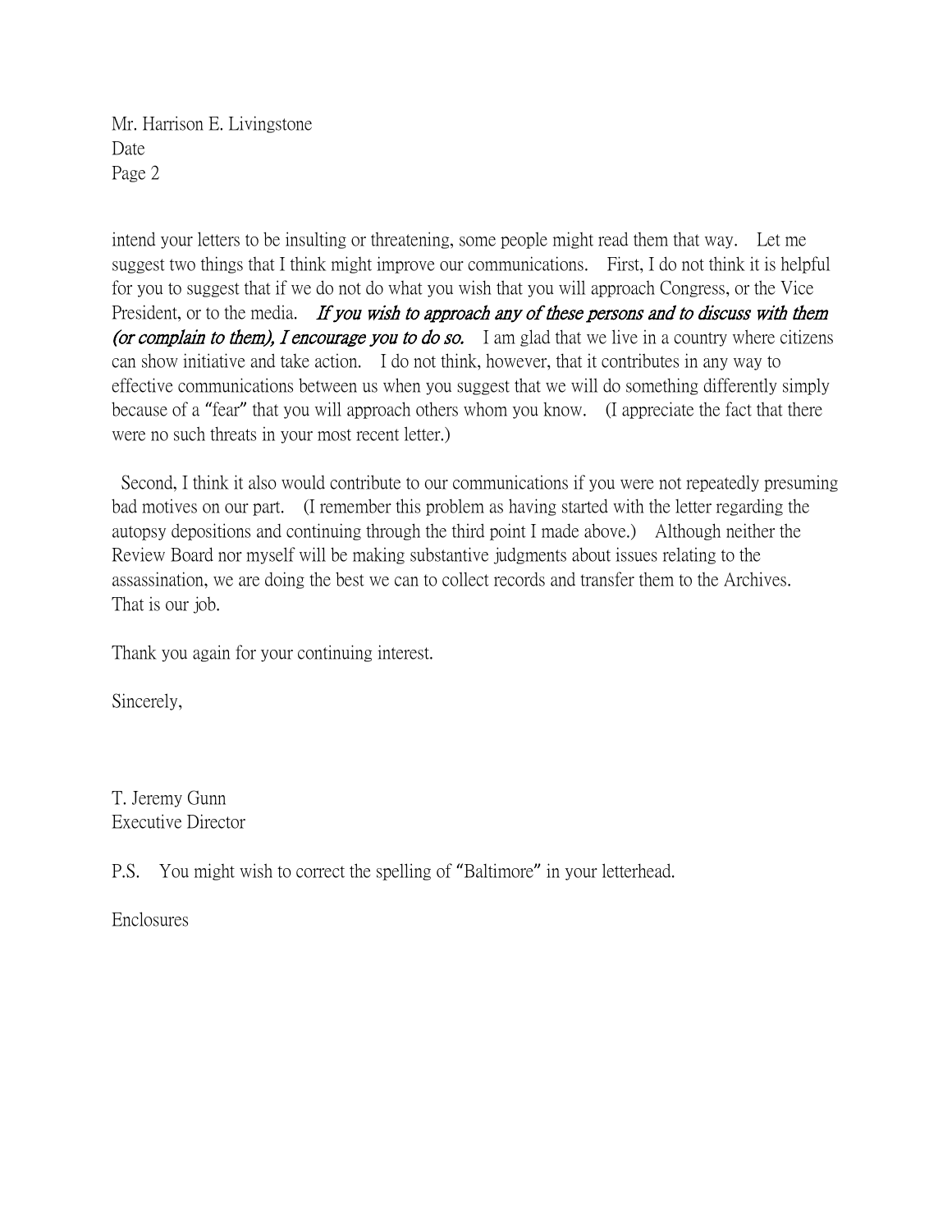Mr. Harrison E. Livingstone
Date
Page 2

intend your letters to be insulting or threatening, some people might read them that way. Let me suggest two things that I think might improve our communications. First, I do not think it is helpful for you to suggest that if we do not do what you wish that you will approach Congress, or the Vice President, or to the media. ***If you wish to approach any of these persons and to discuss with them (or complain to them), I encourage you to do so.*** I am glad that we live in a country where citizens can show initiative and take action. I do not think, however, that it contributes in any way to effective communications between us when you suggest that we will do something differently simply because of a "fear" that you will approach others whom you know. (I appreciate the fact that there were no such threats in your most recent letter.)

Second, I think it also would contribute to our communications if you were not repeatedly presuming bad motives on our part. (I remember this problem as having started with the letter regarding the autopsy depositions and continuing through the third point I made above.) Although neither the Review Board nor myself will be making substantive judgments about issues relating to the assassination, we are doing the best we can to collect records and transfer them to the Archives. That is our job.

Thank you again for your continuing interest.

Sincerely,

T. Jeremy Gunn
Executive Director

P.S. You might wish to correct the spelling of "Baltimore" in your letterhead.

Enclosures